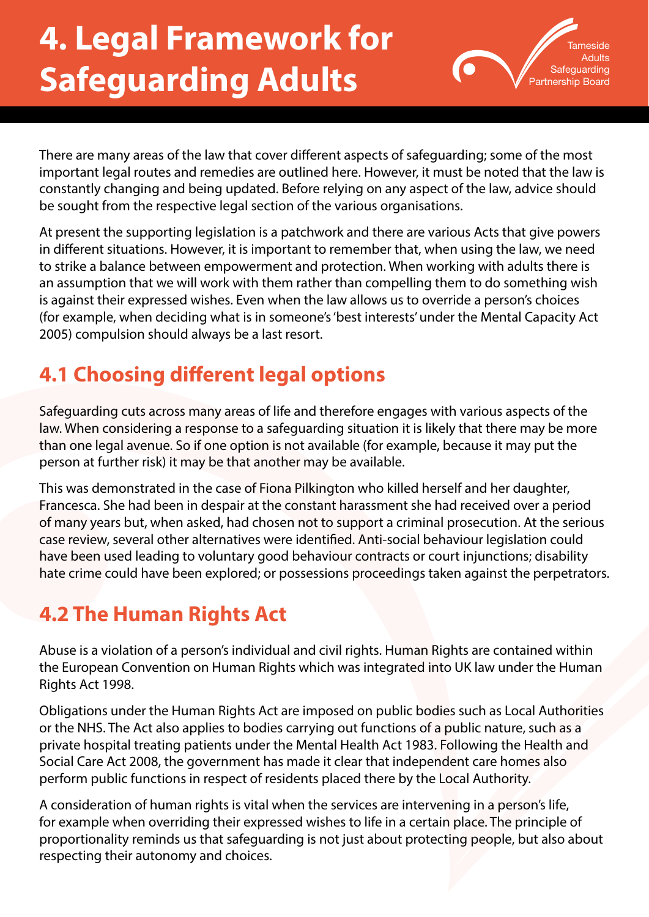# 4. Legal Framework for Safeguarding Adults

There are many areas of the law that cover different aspects of safeguarding; some of the most important legal routes and remedies are outlined here. However, it must be noted that the law is constantly changing and being updated. Before relying on any aspect of the law, advice should be sought from the respective legal section of the various organisations.

At present the supporting legislation is a patchwork and there are various Acts that give powers in different situations. However, it is important to remember that, when using the law, we need to strike a balance between empowerment and protection. When working with adults there is an assumption that we will work with them rather than compelling them to do something wish is against their expressed wishes. Even when the law allows us to override a person's choices (for example, when deciding what is in someone's 'best interests' under the Mental Capacity Act 2005) compulsion should always be a last resort.

## 4.1 Choosing different legal options

Safeguarding cuts across many areas of life and therefore engages with various aspects of the law. When considering a response to a safeguarding situation it is likely that there may be more than one legal avenue. So if one option is not available (for example, because it may put the person at further risk) it may be that another may be available.

This was demonstrated in the case of Fiona Pilkington who killed herself and her daughter, Francesca. She had been in despair at the constant harassment she had received over a period of many years but, when asked, had chosen not to support a criminal prosecution. At the serious case review, several other alternatives were identified. Anti-social behaviour legislation could have been used leading to voluntary good behaviour contracts or court injunctions; disability hate crime could have been explored; or possessions proceedings taken against the perpetrators.

## 4.2 The Human Rights Act

Abuse is a violation of a person's individual and civil rights. Human Rights are contained within the European Convention on Human Rights which was integrated into UK law under the Human Rights Act 1998.

Obligations under the Human Rights Act are imposed on public bodies such as Local Authorities or the NHS. The Act also applies to bodies carrying out functions of a public nature, such as a private hospital treating patients under the Mental Health Act 1983. Following the Health and Social Care Act 2008, the government has made it clear that independent care homes also perform public functions in respect of residents placed there by the Local Authority.

A consideration of human rights is vital when the services are intervening in a person's life, for example when overriding their expressed wishes to life in a certain place. The principle of proportionality reminds us that safeguarding is not just about protecting people, but also about respecting their autonomy and choices.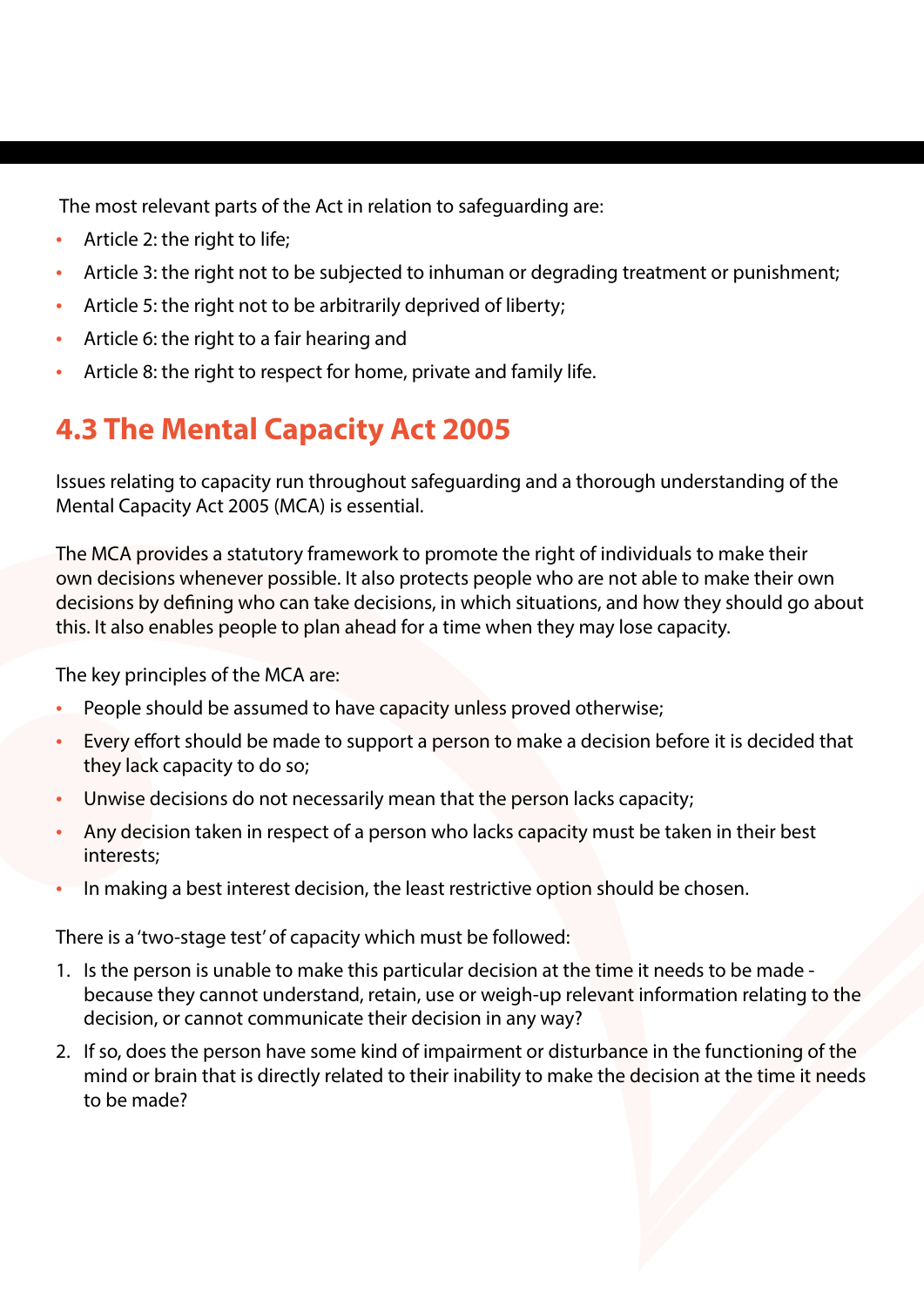The most relevant parts of the Act in relation to safeguarding are:

- Article 2: the right to life;
- Article 3: the right not to be subjected to inhuman or degrading treatment or punishment;
- Article 5: the right not to be arbitrarily deprived of liberty;
- Article 6: the right to a fair hearing and
- Article 8: the right to respect for home, private and family life.

## 4.3 The Mental Capacity Act 2005

Issues relating to capacity run throughout safeguarding and a thorough understanding of the Mental Capacity Act 2005 (MCA) is essential.

The MCA provides a statutory framework to promote the right of individuals to make their own decisions whenever possible. It also protects people who are not able to make their own decisions by defining who can take decisions, in which situations, and how they should go about this. It also enables people to plan ahead for a time when they may lose capacity.

The key principles of the MCA are:

- People should be assumed to have capacity unless proved otherwise;
- Every effort should be made to support a person to make a decision before it is decided that they lack capacity to do so;
- Unwise decisions do not necessarily mean that the person lacks capacity;
- Any decision taken in respect of a person who lacks capacity must be taken in their best interests;
- In making a best interest decision, the least restrictive option should be chosen.

There is a 'two-stage test' of capacity which must be followed:

1. Is the person is unable to make this particular decision at the time it needs to be made - because they cannot understand, retain, use or weigh-up relevant information relating to the decision, or cannot communicate their decision in any way?
2. If so, does the person have some kind of impairment or disturbance in the functioning of the mind or brain that is directly related to their inability to make the decision at the time it needs to be made?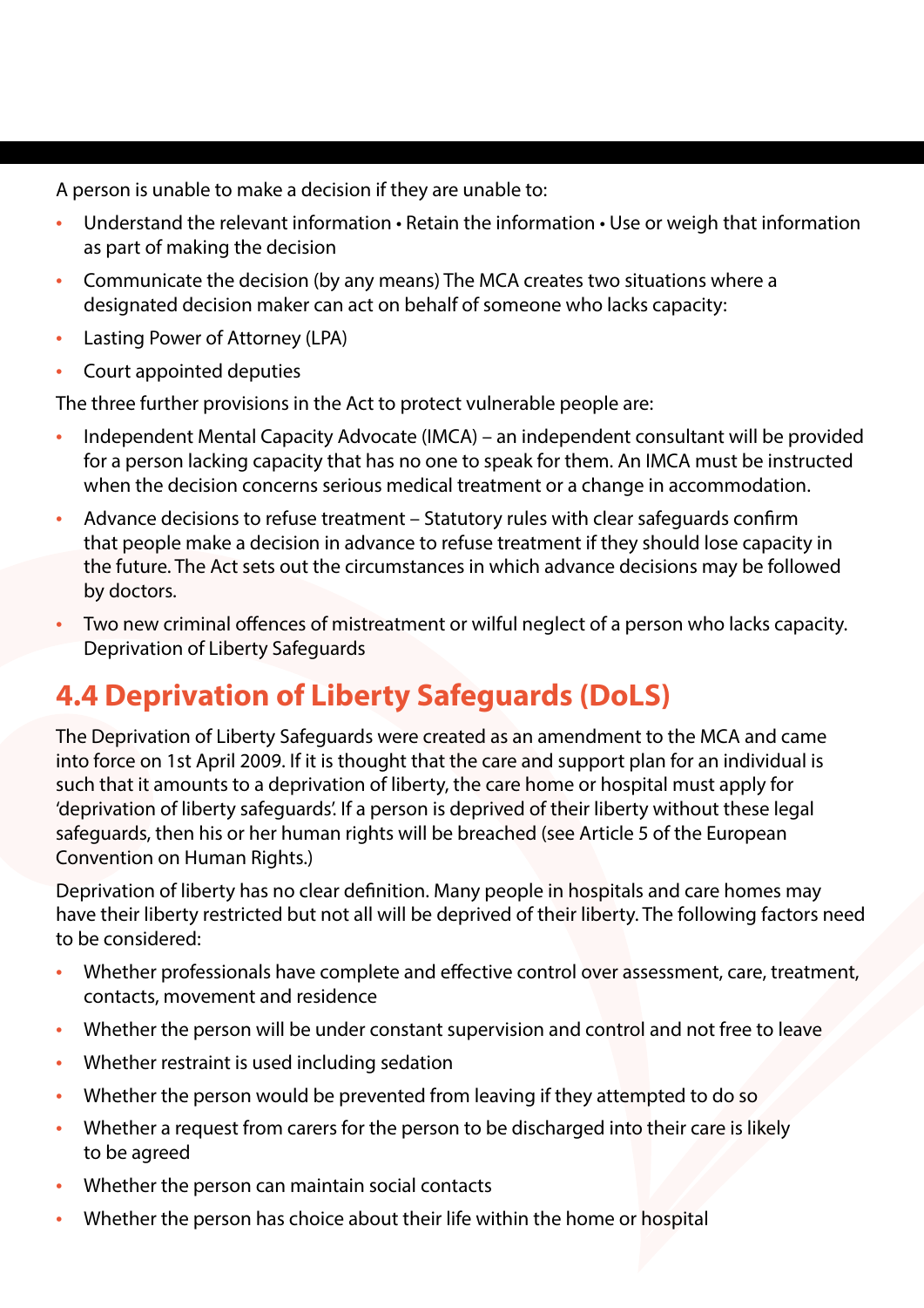A person is unable to make a decision if they are unable to:

- Understand the relevant information • Retain the information • Use or weigh that information as part of making the decision
- Communicate the decision (by any means) The MCA creates two situations where a designated decision maker can act on behalf of someone who lacks capacity:
- Lasting Power of Attorney (LPA)
- Court appointed deputies

The three further provisions in the Act to protect vulnerable people are:

- Independent Mental Capacity Advocate (IMCA) – an independent consultant will be provided for a person lacking capacity that has no one to speak for them. An IMCA must be instructed when the decision concerns serious medical treatment or a change in accommodation.
- Advance decisions to refuse treatment – Statutory rules with clear safeguards confirm that people make a decision in advance to refuse treatment if they should lose capacity in the future. The Act sets out the circumstances in which advance decisions may be followed by doctors.
- Two new criminal offences of mistreatment or wilful neglect of a person who lacks capacity. Deprivation of Liberty Safeguards

## 4.4 Deprivation of Liberty Safeguards (DoLS)

The Deprivation of Liberty Safeguards were created as an amendment to the MCA and came into force on 1st April 2009. If it is thought that the care and support plan for an individual is such that it amounts to a deprivation of liberty, the care home or hospital must apply for 'deprivation of liberty safeguards'. If a person is deprived of their liberty without these legal safeguards, then his or her human rights will be breached (see Article 5 of the European Convention on Human Rights.)

Deprivation of liberty has no clear definition. Many people in hospitals and care homes may have their liberty restricted but not all will be deprived of their liberty. The following factors need to be considered:

- Whether professionals have complete and effective control over assessment, care, treatment, contacts, movement and residence
- Whether the person will be under constant supervision and control and not free to leave
- Whether restraint is used including sedation
- Whether the person would be prevented from leaving if they attempted to do so
- Whether a request from carers for the person to be discharged into their care is likely to be agreed
- Whether the person can maintain social contacts
- Whether the person has choice about their life within the home or hospital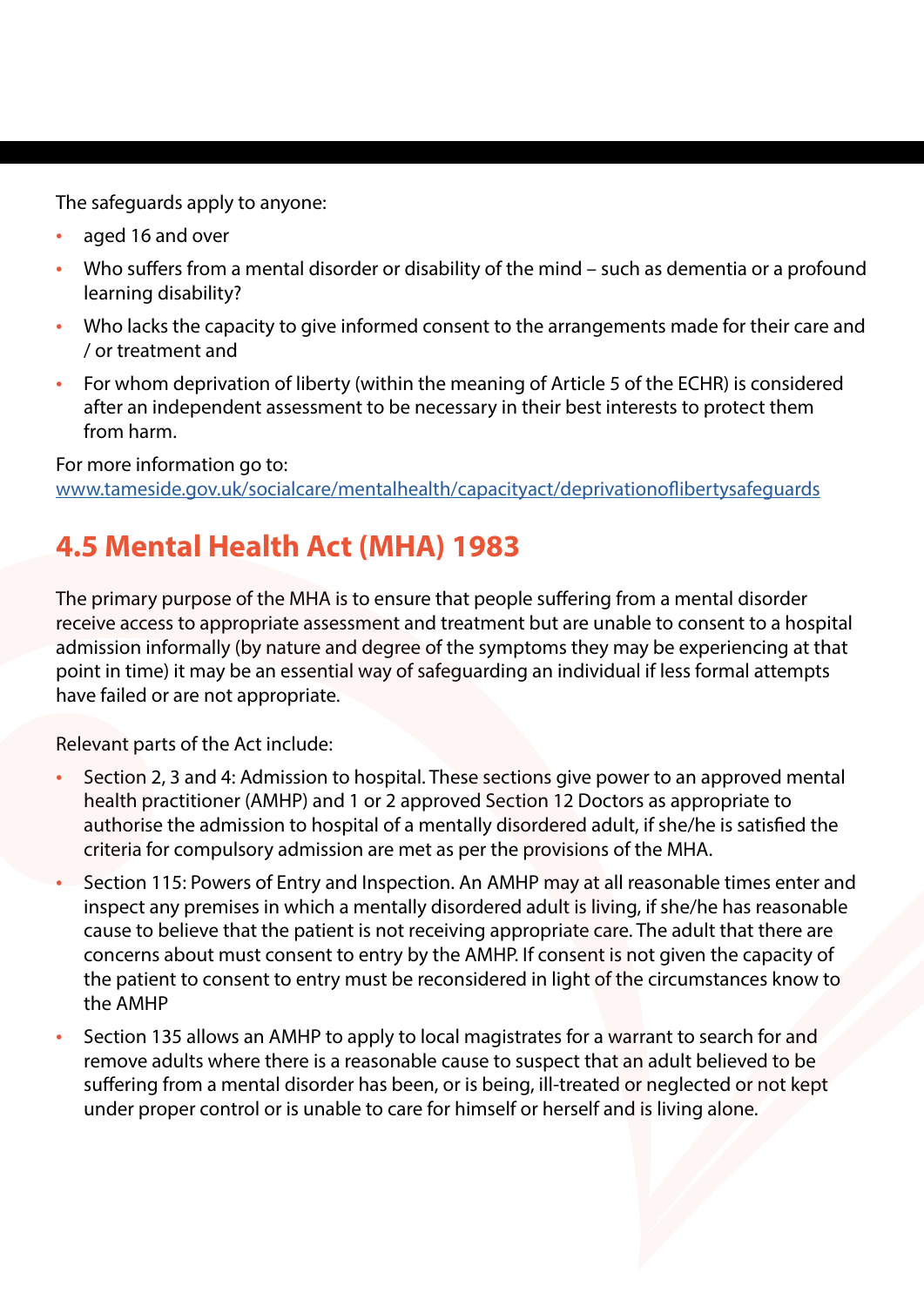The safeguards apply to anyone:

- aged 16 and over
- Who suffers from a mental disorder or disability of the mind – such as dementia or a profound learning disability?
- Who lacks the capacity to give informed consent to the arrangements made for their care and / or treatment and
- For whom deprivation of liberty (within the meaning of Article 5 of the ECHR) is considered after an independent assessment to be necessary in their best interests to protect them from harm.

For more information go to:
www.tameside.gov.uk/socialcare/mentalhealth/capacityact/deprivationoflibertysafeguards

## 4.5 Mental Health Act (MHA) 1983

The primary purpose of the MHA is to ensure that people suffering from a mental disorder receive access to appropriate assessment and treatment but are unable to consent to a hospital admission informally (by nature and degree of the symptoms they may be experiencing at that point in time) it may be an essential way of safeguarding an individual if less formal attempts have failed or are not appropriate.

Relevant parts of the Act include:

- Section 2, 3 and 4: Admission to hospital. These sections give power to an approved mental health practitioner (AMHP) and 1 or 2 approved Section 12 Doctors as appropriate to authorise the admission to hospital of a mentally disordered adult, if she/he is satisfied the criteria for compulsory admission are met as per the provisions of the MHA.
- Section 115: Powers of Entry and Inspection. An AMHP may at all reasonable times enter and inspect any premises in which a mentally disordered adult is living, if she/he has reasonable cause to believe that the patient is not receiving appropriate care. The adult that there are concerns about must consent to entry by the AMHP. If consent is not given the capacity of the patient to consent to entry must be reconsidered in light of the circumstances know to the AMHP
- Section 135 allows an AMHP to apply to local magistrates for a warrant to search for and remove adults where there is a reasonable cause to suspect that an adult believed to be suffering from a mental disorder has been, or is being, ill-treated or neglected or not kept under proper control or is unable to care for himself or herself and is living alone.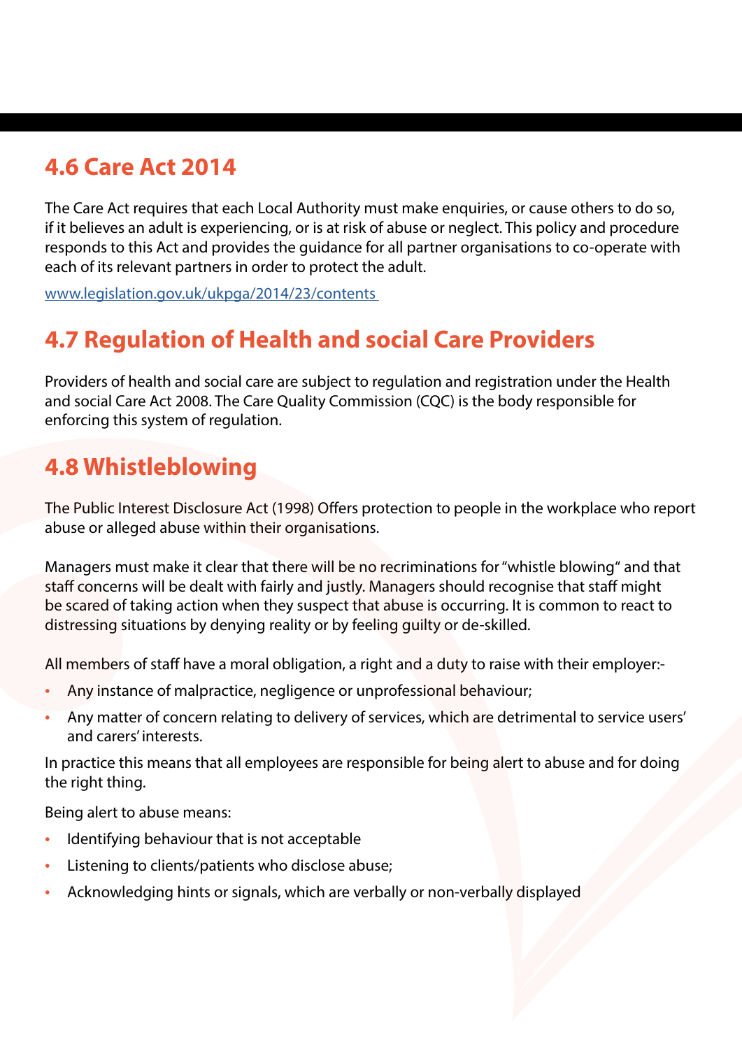## 4.6 Care Act 2014

The Care Act requires that each Local Authority must make enquiries, or cause others to do so, if it believes an adult is experiencing, or is at risk of abuse or neglect. This policy and procedure responds to this Act and provides the guidance for all partner organisations to co-operate with each of its relevant partners in order to protect the adult.

www.legislation.gov.uk/ukpga/2014/23/contents

## 4.7 Regulation of Health and social Care Providers

Providers of health and social care are subject to regulation and registration under the Health and social Care Act 2008. The Care Quality Commission (CQC) is the body responsible for enforcing this system of regulation.

## 4.8 Whistleblowing

The Public Interest Disclosure Act (1998) Offers protection to people in the workplace who report abuse or alleged abuse within their organisations.

Managers must make it clear that there will be no recriminations for "whistle blowing" and that staff concerns will be dealt with fairly and justly. Managers should recognise that staff might be scared of taking action when they suspect that abuse is occurring. It is common to react to distressing situations by denying reality or by feeling guilty or de-skilled.

All members of staff have a moral obligation, a right and a duty to raise with their employer:-

- Any instance of malpractice, negligence or unprofessional behaviour;
- Any matter of concern relating to delivery of services, which are detrimental to service users' and carers' interests.

In practice this means that all employees are responsible for being alert to abuse and for doing the right thing.

Being alert to abuse means:

- Identifying behaviour that is not acceptable
- Listening to clients/patients who disclose abuse;
- Acknowledging hints or signals, which are verbally or non-verbally displayed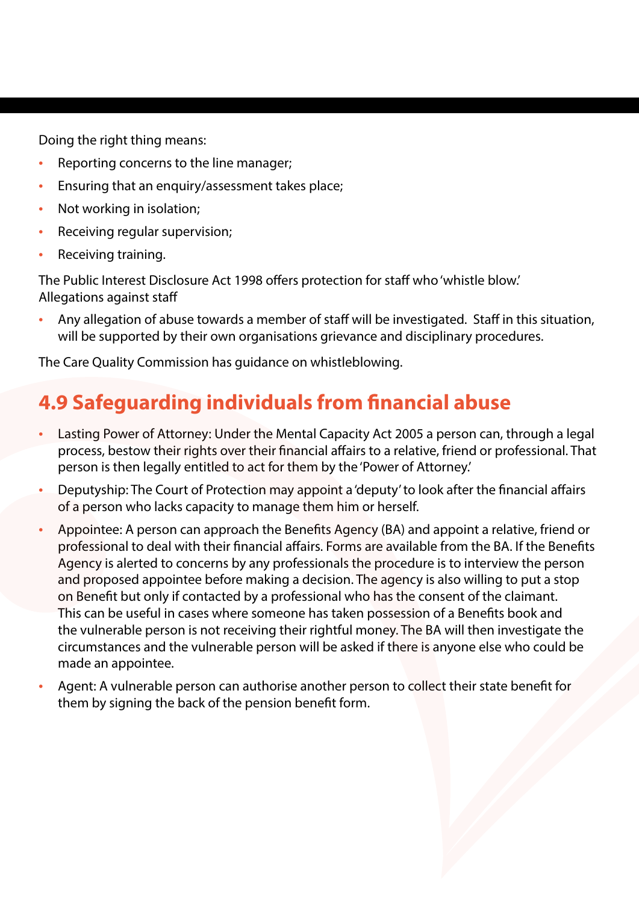Doing the right thing means:

- Reporting concerns to the line manager;
- Ensuring that an enquiry/assessment takes place;
- Not working in isolation;
- Receiving regular supervision;
- Receiving training.

The Public Interest Disclosure Act 1998 offers protection for staff who 'whistle blow.'
Allegations against staff

- Any allegation of abuse towards a member of staff will be investigated. Staff in this situation, will be supported by their own organisations grievance and disciplinary procedures.

The Care Quality Commission has guidance on whistleblowing.

## 4.9 Safeguarding individuals from financial abuse

- Lasting Power of Attorney: Under the Mental Capacity Act 2005 a person can, through a legal process, bestow their rights over their financial affairs to a relative, friend or professional. That person is then legally entitled to act for them by the 'Power of Attorney.'
- Deputyship: The Court of Protection may appoint a 'deputy' to look after the financial affairs of a person who lacks capacity to manage them him or herself.
- Appointee: A person can approach the Benefits Agency (BA) and appoint a relative, friend or professional to deal with their financial affairs. Forms are available from the BA. If the Benefits Agency is alerted to concerns by any professionals the procedure is to interview the person and proposed appointee before making a decision. The agency is also willing to put a stop on Benefit but only if contacted by a professional who has the consent of the claimant. This can be useful in cases where someone has taken possession of a Benefits book and the vulnerable person is not receiving their rightful money. The BA will then investigate the circumstances and the vulnerable person will be asked if there is anyone else who could be made an appointee.
- Agent: A vulnerable person can authorise another person to collect their state benefit for them by signing the back of the pension benefit form.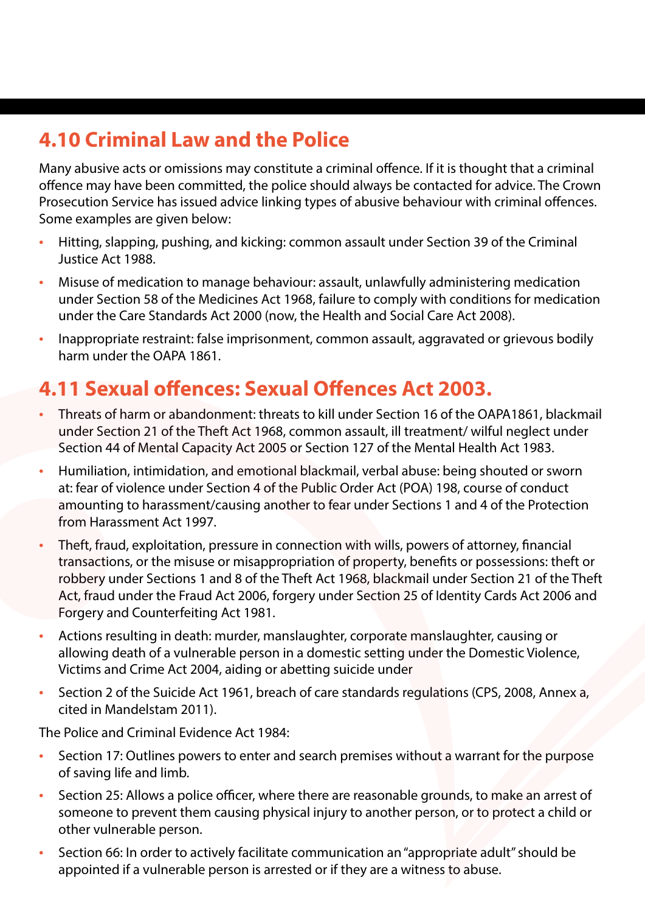## 4.10 Criminal Law and the Police

Many abusive acts or omissions may constitute a criminal offence. If it is thought that a criminal offence may have been committed, the police should always be contacted for advice. The Crown Prosecution Service has issued advice linking types of abusive behaviour with criminal offences. Some examples are given below:

- Hitting, slapping, pushing, and kicking: common assault under Section 39 of the Criminal Justice Act 1988.
- Misuse of medication to manage behaviour: assault, unlawfully administering medication under Section 58 of the Medicines Act 1968, failure to comply with conditions for medication under the Care Standards Act 2000 (now, the Health and Social Care Act 2008).
- Inappropriate restraint: false imprisonment, common assault, aggravated or grievous bodily harm under the OAPA 1861.

## 4.11 Sexual offences: Sexual Offences Act 2003.

- Threats of harm or abandonment: threats to kill under Section 16 of the OAPA1861, blackmail under Section 21 of the Theft Act 1968, common assault, ill treatment/ wilful neglect under Section 44 of Mental Capacity Act 2005 or Section 127 of the Mental Health Act 1983.
- Humiliation, intimidation, and emotional blackmail, verbal abuse: being shouted or sworn at: fear of violence under Section 4 of the Public Order Act (POA) 198, course of conduct amounting to harassment/causing another to fear under Sections 1 and 4 of the Protection from Harassment Act 1997.
- Theft, fraud, exploitation, pressure in connection with wills, powers of attorney, financial transactions, or the misuse or misappropriation of property, benefits or possessions: theft or robbery under Sections 1 and 8 of the Theft Act 1968, blackmail under Section 21 of the Theft Act, fraud under the Fraud Act 2006, forgery under Section 25 of Identity Cards Act 2006 and Forgery and Counterfeiting Act 1981.
- Actions resulting in death: murder, manslaughter, corporate manslaughter, causing or allowing death of a vulnerable person in a domestic setting under the Domestic Violence, Victims and Crime Act 2004, aiding or abetting suicide under
- Section 2 of the Suicide Act 1961, breach of care standards regulations (CPS, 2008, Annex a, cited in Mandelstam 2011).

The Police and Criminal Evidence Act 1984:

- Section 17: Outlines powers to enter and search premises without a warrant for the purpose of saving life and limb.
- Section 25: Allows a police officer, where there are reasonable grounds, to make an arrest of someone to prevent them causing physical injury to another person, or to protect a child or other vulnerable person.
- Section 66: In order to actively facilitate communication an "appropriate adult" should be appointed if a vulnerable person is arrested or if they are a witness to abuse.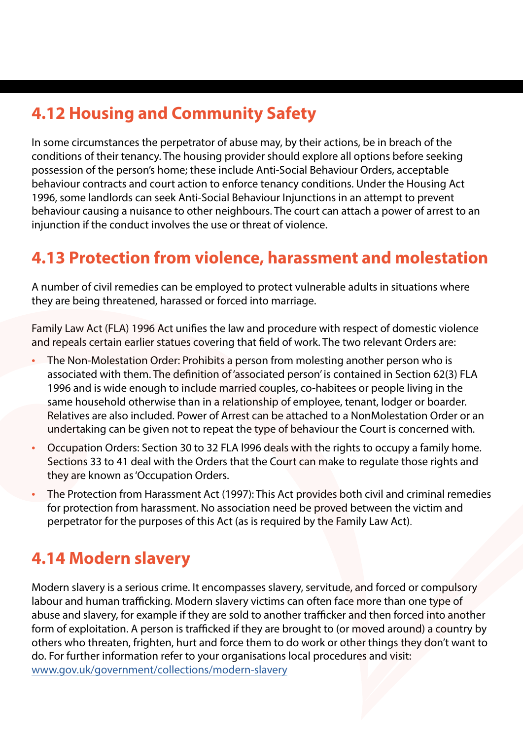## 4.12 Housing and Community Safety

In some circumstances the perpetrator of abuse may, by their actions, be in breach of the conditions of their tenancy. The housing provider should explore all options before seeking possession of the person's home; these include Anti-Social Behaviour Orders, acceptable behaviour contracts and court action to enforce tenancy conditions. Under the Housing Act 1996, some landlords can seek Anti-Social Behaviour Injunctions in an attempt to prevent behaviour causing a nuisance to other neighbours. The court can attach a power of arrest to an injunction if the conduct involves the use or threat of violence.

## 4.13 Protection from violence, harassment and molestation

A number of civil remedies can be employed to protect vulnerable adults in situations where they are being threatened, harassed or forced into marriage.

Family Law Act (FLA) 1996 Act unifies the law and procedure with respect of domestic violence and repeals certain earlier statues covering that field of work. The two relevant Orders are:

- The Non-Molestation Order: Prohibits a person from molesting another person who is associated with them. The definition of 'associated person' is contained in Section 62(3) FLA 1996 and is wide enough to include married couples, co-habitees or people living in the same household otherwise than in a relationship of employee, tenant, lodger or boarder. Relatives are also included. Power of Arrest can be attached to a NonMolestation Order or an undertaking can be given not to repeat the type of behaviour the Court is concerned with.
- Occupation Orders: Section 30 to 32 FLA l996 deals with the rights to occupy a family home. Sections 33 to 41 deal with the Orders that the Court can make to regulate those rights and they are known as 'Occupation Orders.
- The Protection from Harassment Act (1997): This Act provides both civil and criminal remedies for protection from harassment. No association need be proved between the victim and perpetrator for the purposes of this Act (as is required by the Family Law Act).

## 4.14 Modern slavery

Modern slavery is a serious crime. It encompasses slavery, servitude, and forced or compulsory labour and human trafficking. Modern slavery victims can often face more than one type of abuse and slavery, for example if they are sold to another trafficker and then forced into another form of exploitation. A person is trafficked if they are brought to (or moved around) a country by others who threaten, frighten, hurt and force them to do work or other things they don't want to do. For further information refer to your organisations local procedures and visit: [www.gov.uk/government/collections/modern-slavery](http://www.gov.uk/government/collections/modern-slavery)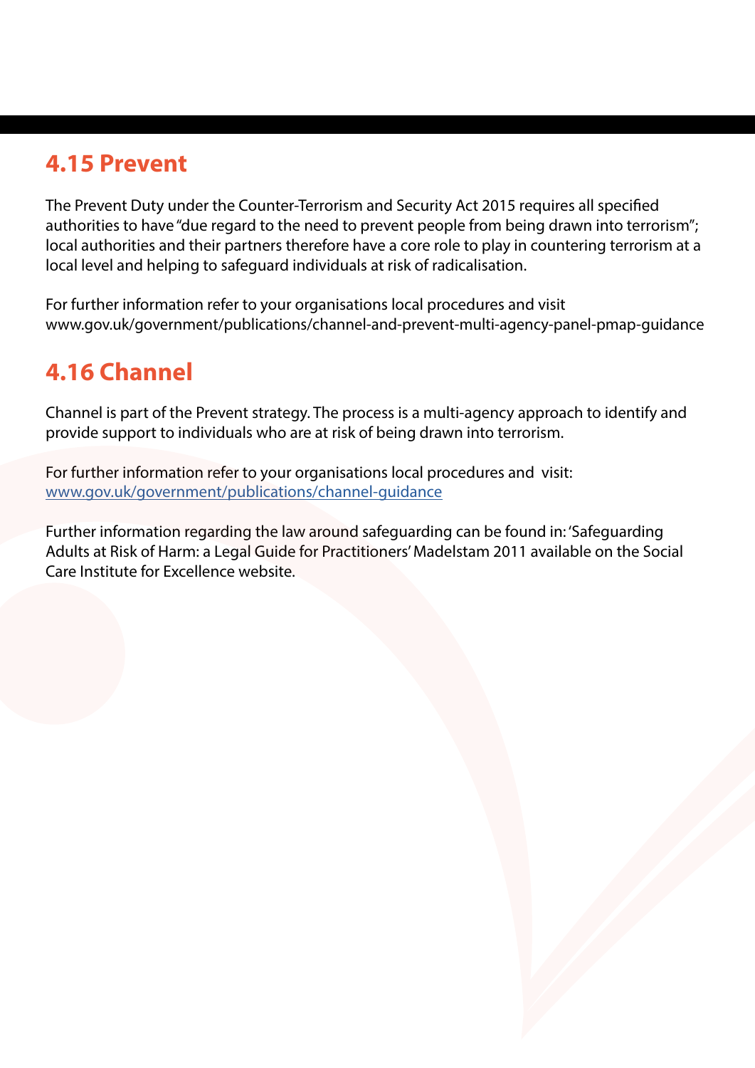## 4.15 Prevent

The Prevent Duty under the Counter-Terrorism and Security Act 2015 requires all specified authorities to have "due regard to the need to prevent people from being drawn into terrorism"; local authorities and their partners therefore have a core role to play in countering terrorism at a local level and helping to safeguard individuals at risk of radicalisation.

For further information refer to your organisations local procedures and visit www.gov.uk/government/publications/channel-and-prevent-multi-agency-panel-pmap-guidance

## 4.16 Channel

Channel is part of the Prevent strategy. The process is a multi-agency approach to identify and provide support to individuals who are at risk of being drawn into terrorism.

For further information refer to your organisations local procedures and visit: www.gov.uk/government/publications/channel-guidance

Further information regarding the law around safeguarding can be found in: 'Safeguarding Adults at Risk of Harm: a Legal Guide for Practitioners' Madelstam 2011 available on the Social Care Institute for Excellence website.